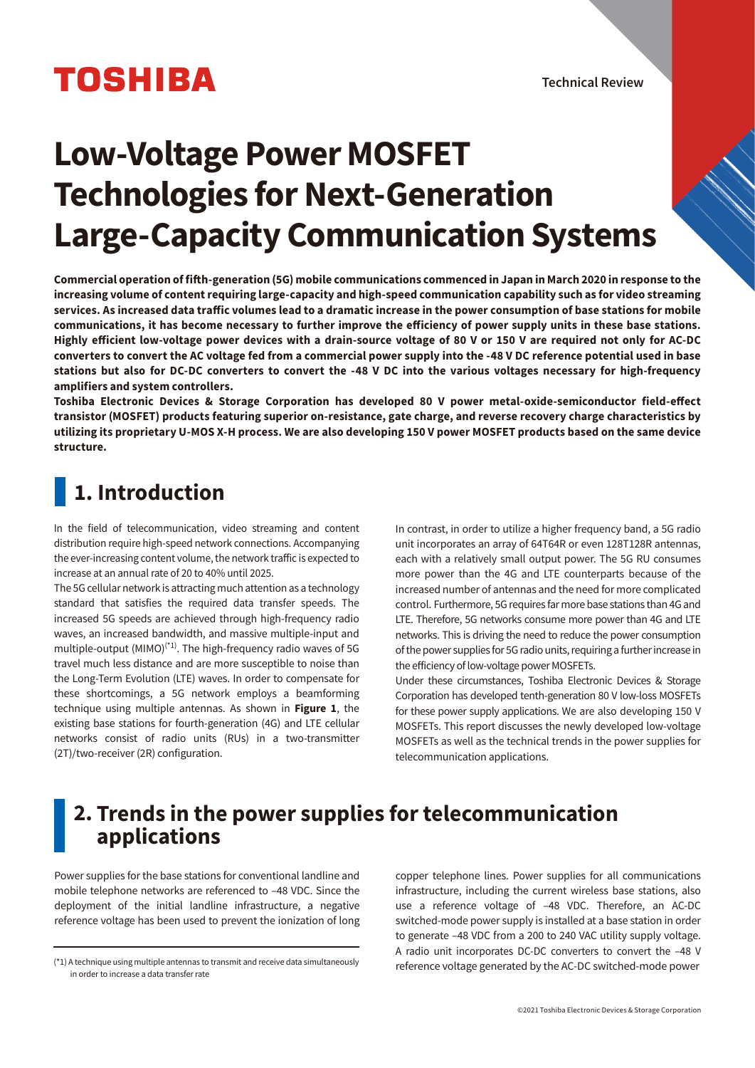TOSHIBA

Technical Review

# Low-Voltage Power MOSFET Technologies for Next-Generation Large-Capacity Communication Systems

**Commercial operation of fifth-generation (5G) mobile communications commenced in Japan in March 2020 in response to the increasing volume of content requiring large-capacity and high-speed communication capability such as for video streaming services. As increased data traffic volumes lead to a dramatic increase in the power consumption of base stations for mobile communications, it has become necessary to further improve the efficiency of power supply units in these base stations. Highly efficient low-voltage power devices with a drain-source voltage of 80 V or 150 V are required not only for AC-DC converters to convert the AC voltage fed from a commercial power supply into the -48 V DC reference potential used in base stations but also for DC-DC converters to convert the -48 V DC into the various voltages necessary for high-frequency amplifiers and system controllers.**

**Toshiba Electronic Devices & Storage Corporation has developed 80 V power metal-oxide-semiconductor field-effect transistor (MOSFET) products featuring superior on-resistance, gate charge, and reverse recovery charge characteristics by utilizing its proprietary U-MOS X-H process. We are also developing 150 V power MOSFET products based on the same device structure.**

## 1. Introduction

In the field of telecommunication, video streaming and content distribution require high-speed network connections. Accompanying the ever-increasing content volume, the network traffic is expected to increase at an annual rate of 20 to 40% until 2025.

The 5G cellular network is attracting much attention as a technology standard that satisfies the required data transfer speeds. The increased 5G speeds are achieved through high-frequency radio waves, an increased bandwidth, and massive multiple-input and multiple-output (MIMO)(*1). The high-frequency radio waves of 5G travel much less distance and are more susceptible to noise than the Long-Term Evolution (LTE) waves. In order to compensate for these shortcomings, a 5G network employs a beamforming technique using multiple antennas. As shown in **Figure 1**, the existing base stations for fourth-generation (4G) and LTE cellular networks consist of radio units (RUs) in a two-transmitter (2T)/two-receiver (2R) configuration.

In contrast, in order to utilize a higher frequency band, a 5G radio unit incorporates an array of 64T64R or even 128T128R antennas, each with a relatively small output power. The 5G RU consumes more power than the 4G and LTE counterparts because of the increased number of antennas and the need for more complicated control. Furthermore, 5G requires far more base stations than 4G and LTE. Therefore, 5G networks consume more power than 4G and LTE networks. This is driving the need to reduce the power consumption of the power supplies for 5G radio units, requiring a further increase in the efficiency of low-voltage power MOSFETs.

Under these circumstances, Toshiba Electronic Devices & Storage Corporation has developed tenth-generation 80 V low-loss MOSFETs for these power supply applications. We are also developing 150 V MOSFETs. This report discusses the newly developed low-voltage MOSFETs as well as the technical trends in the power supplies for telecommunication applications.

## 2. Trends in the power supplies for telecommunication applications

Power supplies for the base stations for conventional landline and mobile telephone networks are referenced to −48 VDC. Since the deployment of the initial landline infrastructure, a negative reference voltage has been used to prevent the ionization of long copper telephone lines. Power supplies for all communications infrastructure, including the current wireless base stations, also use a reference voltage of −48 VDC. Therefore, an AC-DC switched-mode power supply is installed at a base station in order to generate −48 VDC from a 200 to 240 VAC utility supply voltage. A radio unit incorporates DC-DC converters to convert the −48 V reference voltage generated by the AC-DC switched-mode power

(*1) A technique using multiple antennas to transmit and receive data simultaneously in order to increase a data transfer rate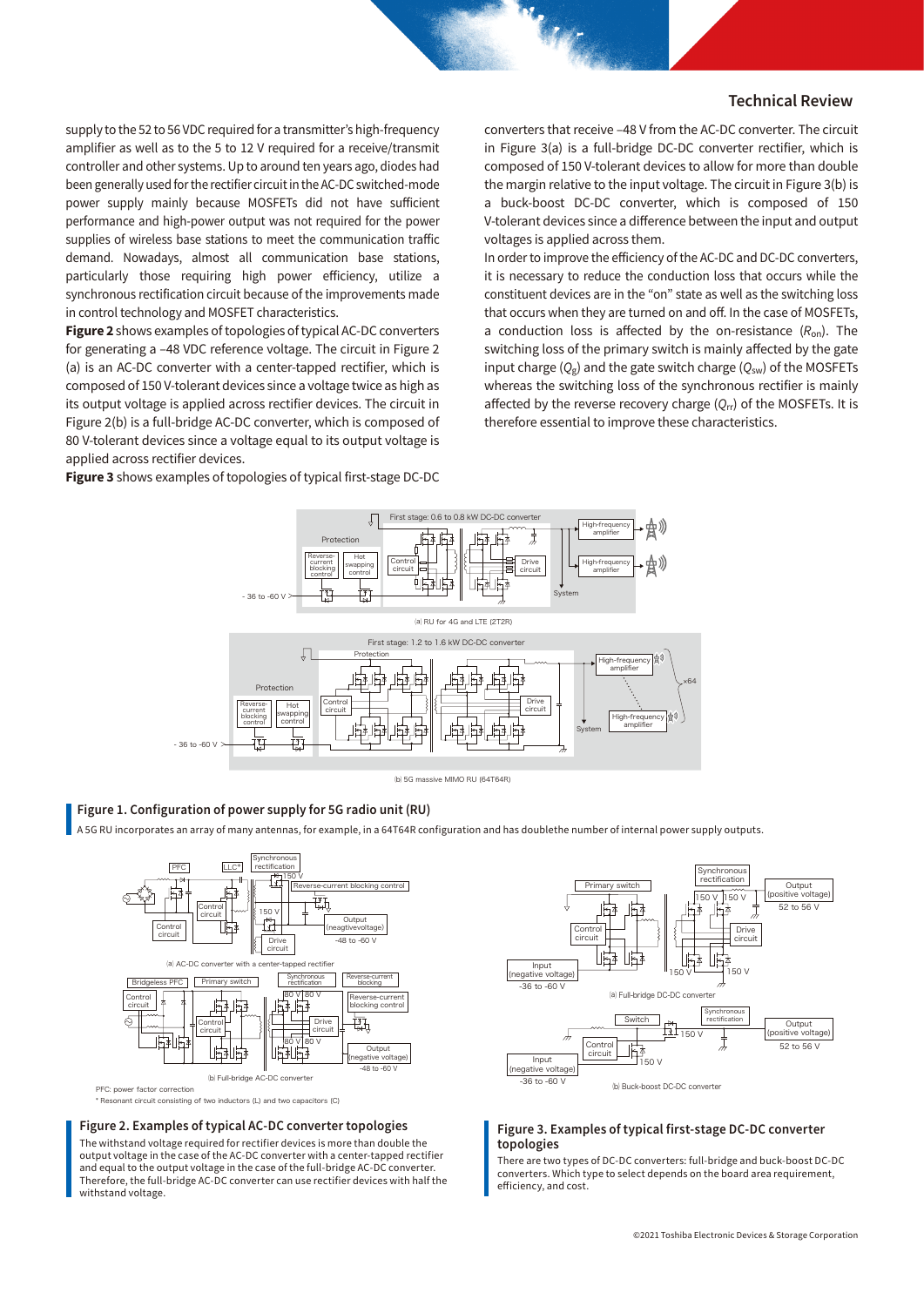supply to the 52 to 56 VDC required for a transmitter's high-frequency amplifier as well as to the 5 to 12 V required for a receive/transmit controller and other systems. Up to around ten years ago, diodes had been generally used for the rectifier circuit in the AC-DC switched-mode power supply mainly because MOSFETs did not have sufficient performance and high-power output was not required for the power supplies of wireless base stations to meet the communication traffic demand. Nowadays, almost all communication base stations, particularly those requiring high power efficiency, utilize a synchronous rectification circuit because of the improvements made in control technology and MOSFET characteristics.

**Figure 2** shows examples of topologies of typical AC-DC converters for generating a –48 VDC reference voltage. The circuit in Figure 2 (a) is an AC-DC converter with a center-tapped rectifier, which is composed of 150 V-tolerant devices since a voltage twice as high as its output voltage is applied across rectifier devices. The circuit in Figure 2(b) is a full-bridge AC-DC converter, which is composed of 80 V-tolerant devices since a voltage equal to its output voltage is applied across rectifier devices.

**Figure 3** shows examples of topologies of typical first-stage DC-DC converters that receive –48 V from the AC-DC converter. The circuit in Figure 3(a) is a full-bridge DC-DC converter rectifier, which is composed of 150 V-tolerant devices to allow for more than double the margin relative to the input voltage. The circuit in Figure 3(b) is a buck-boost DC-DC converter, which is composed of 150 V-tolerant devices since a difference between the input and output voltages is applied across them.

In order to improve the efficiency of the AC-DC and DC-DC converters, it is necessary to reduce the conduction loss that occurs while the constituent devices are in the "on" state as well as the switching loss that occurs when they are turned on and off. In the case of MOSFETs, a conduction loss is affected by the on-resistance ($R_{on}$). The switching loss of the primary switch is mainly affected by the gate input charge ($Q_g$) and the gate switch charge ($Q_{sw}$) of the MOSFETs whereas the switching loss of the synchronous rectifier is mainly affected by the reverse recovery charge ($Q_{rr}$) of the MOSFETs. It is therefore essential to improve these characteristics.

(a) RU for 4G and LTE (2T2R)

(b) 5G massive MIMO RU (64T64R)

## Figure 1. Configuration of power supply for 5G radio unit (RU)

A 5G RU incorporates an array of many antennas, for example, in a 64T64R configuration and has doublethe number of internal power supply outputs.

(a) AC-DC converter with a center-tapped rectifier

(b) Full-bridge AC-DC converter

PFC: power factor correction
* Resonant circuit consisting of two inductors (L) and two capacitors (C)

## Figure 2. Examples of typical AC-DC converter topologies

The withstand voltage required for rectifier devices is more than double the output voltage in the case of the AC-DC converter with a center-tapped rectifier and equal to the output voltage in the case of the full-bridge AC-DC converter. Therefore, the full-bridge AC-DC converter can use rectifier devices with half the withstand voltage.

(a) Full-bridge DC-DC converter

(b) Buck-boost DC-DC converter

## Figure 3. Examples of typical first-stage DC-DC converter topologies

There are two types of DC-DC converters: full-bridge and buck-boost DC-DC converters. Which type to select depends on the board area requirement, efficiency, and cost.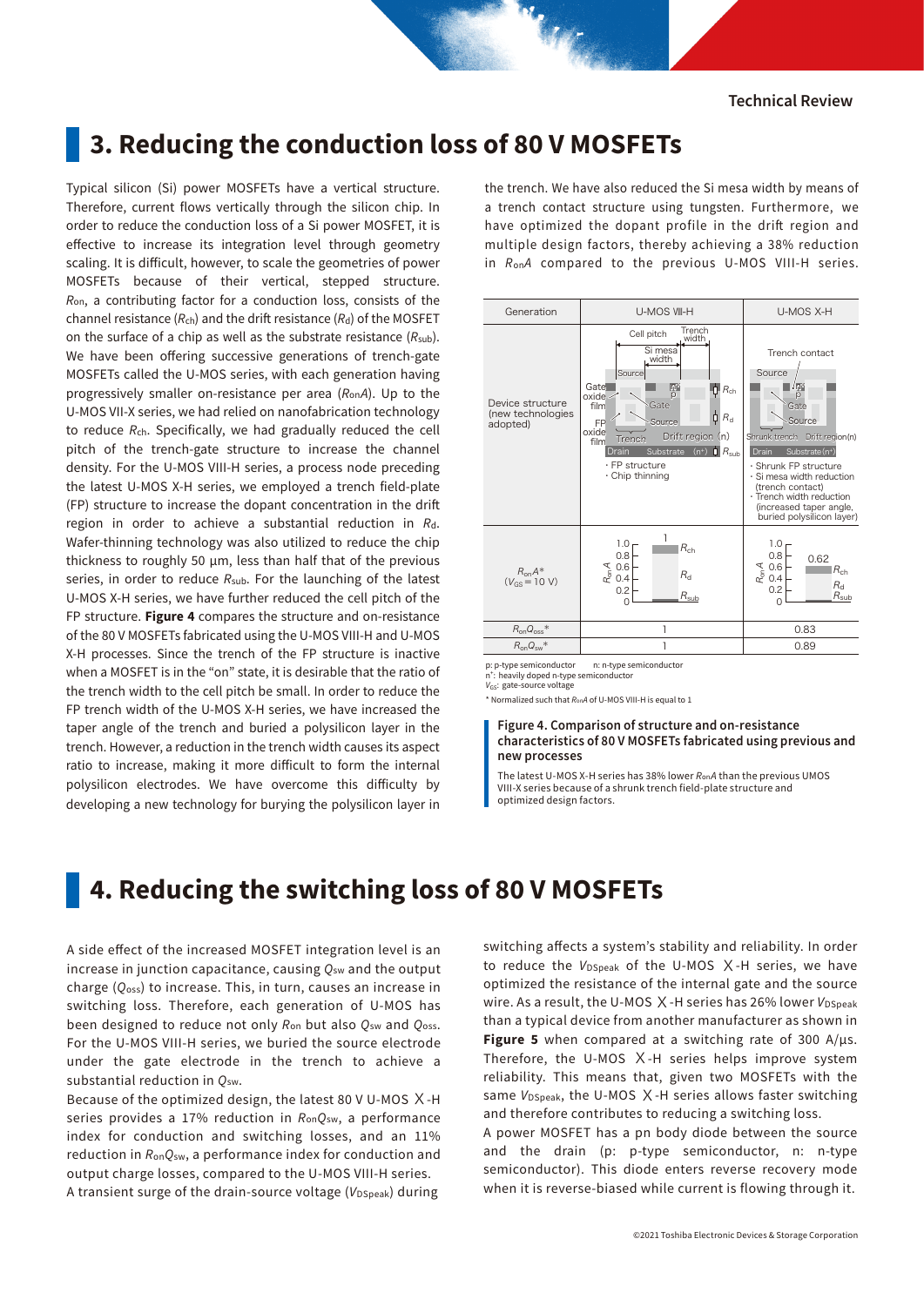# 3. Reducing the conduction loss of 80 V MOSFETs

Typical silicon (Si) power MOSFETs have a vertical structure. Therefore, current flows vertically through the silicon chip. In order to reduce the conduction loss of a Si power MOSFET, it is effective to increase its integration level through geometry scaling. It is difficult, however, to scale the geometries of power MOSFETs because of their vertical, stepped structure. $R_{on}$, a contributing factor for a conduction loss, consists of the channel resistance ($R_{ch}$) and the drift resistance ($R_d$) of the MOSFET on the surface of a chip as well as the substrate resistance ($R_{sub}$). We have been offering successive generations of trench-gate MOSFETs called the U-MOS series, with each generation having progressively smaller on-resistance per area ($R_{on}A$). Up to the U-MOS VII-X series, we had relied on nanofabrication technology to reduce $R_{ch}$. Specifically, we had gradually reduced the cell pitch of the trench-gate structure to increase the channel density. For the U-MOS VIII-H series, a process node preceding the latest U-MOS X-H series, we employed a trench field-plate (FP) structure to increase the dopant concentration in the drift region in order to achieve a substantial reduction in $R_d$. Wafer-thinning technology was also utilized to reduce the chip thickness to roughly 50 µm, less than half that of the previous series, in order to reduce $R_{sub}$. For the launching of the latest U-MOS X-H series, we have further reduced the cell pitch of the FP structure. **Figure 4** compares the structure and on-resistance of the 80 V MOSFETs fabricated using the U-MOS VIII-H and U-MOS X-H processes. Since the trench of the FP structure is inactive when a MOSFET is in the "on" state, it is desirable that the ratio of the trench width to the cell pitch be small. In order to reduce the FP trench width of the U-MOS X-H series, we have increased the taper angle of the trench and buried a polysilicon layer in the trench. However, a reduction in the trench width causes its aspect ratio to increase, making it more difficult to form the internal polysilicon electrodes. We have overcome this difficulty by developing a new technology for burying the polysilicon layer in the trench. We have also reduced the Si mesa width by means of a trench contact structure using tungsten. Furthermore, we have optimized the dopant profile in the drift region and multiple design factors, thereby achieving a 38% reduction in $R_{on}A$ compared to the previous U-MOS VIII-H series.

| Generation | U-MOS VIII-H | U-MOS X-H |
|---|---|---|
| Device structure (new technologies adopted) | Cell pitch, Trench width, Si mesa width, Source, Gate oxide film, FP oxide film, $n^+$, p, Gate, Source, Trench, Drift region (n), Drain, Substrate ($n^+$), $R_{ch}$, $R_d$, $R_{sub}$<br>· FP structure<br>· Chip thinning | Trench contact, Source, $n^+$, p, Gate, Source, Shrunk trench, Drift region(n), Drain, Substrate($n^+$)<br>· Shrunk FP structure<br>· Si mesa width reduction (trench contact)<br>· Trench width reduction (increased taper angle, buried polysilicon layer) |
| $R_{on}A$* ($V_{GS}$ = 10 V) | $R_{on}A$: 1.0, 0.8, 0.6, 0.4, 0.2, 0; 1; $R_{ch}$, $R_d$, $R_{sub}$ | $R_{on}A$: 1.0, 0.8, 0.6, 0.4, 0.2, 0; 0.62; $R_{ch}$, $R_d$, $R_{sub}$ |
| $R_{on}Q_{oss}$* | 1 | 0.83 |
| $R_{on}Q_{sw}$* | 1 | 0.89 |

p: p-type semiconductor n: n-type semiconductor
$n^+$: heavily doped n-type semiconductor
$V_{GS}$: gate-source voltage
* Normalized such that $R_{on}A$ of U-MOS VIII-H is equal to 1

**Figure 4. Comparison of structure and on-resistance characteristics of 80 V MOSFETs fabricated using previous and new processes**

The latest U-MOS X-H series has 38% lower $R_{on}A$ than the previous UMOS VIII-X series because of a shrunk trench field-plate structure and optimized design factors.

# 4. Reducing the switching loss of 80 V MOSFETs

A side effect of the increased MOSFET integration level is an increase in junction capacitance, causing $Q_{sw}$ and the output charge ($Q_{oss}$) to increase. This, in turn, causes an increase in switching loss. Therefore, each generation of U-MOS has been designed to reduce not only $R_{on}$ but also $Q_{sw}$ and $Q_{oss}$. For the U-MOS VIII-H series, we buried the source electrode under the gate electrode in the trench to achieve a substantial reduction in $Q_{sw}$.

Because of the optimized design, the latest 80 V U-MOS Ⅹ-H series provides a 17% reduction in $R_{on}Q_{sw}$, a performance index for conduction and switching losses, and an 11% reduction in $R_{on}Q_{sw}$, a performance index for conduction and output charge losses, compared to the U-MOS VIII-H series.

A transient surge of the drain-source voltage ($V_{DSpeak}$) during switching affects a system's stability and reliability. In order to reduce the $V_{DSpeak}$ of the U-MOS Ⅹ-H series, we have optimized the resistance of the internal gate and the source wire. As a result, the U-MOS Ⅹ-H series has 26% lower $V_{DSpeak}$ than a typical device from another manufacturer as shown in **Figure 5** when compared at a switching rate of 300 A/µs. Therefore, the U-MOS Ⅹ-H series helps improve system reliability. This means that, given two MOSFETs with the same $V_{DSpeak}$, the U-MOS Ⅹ-H series allows faster switching and therefore contributes to reducing a switching loss.

A power MOSFET has a pn body diode between the source and the drain (p: p-type semiconductor, n: n-type semiconductor). This diode enters reverse recovery mode when it is reverse-biased while current is flowing through it.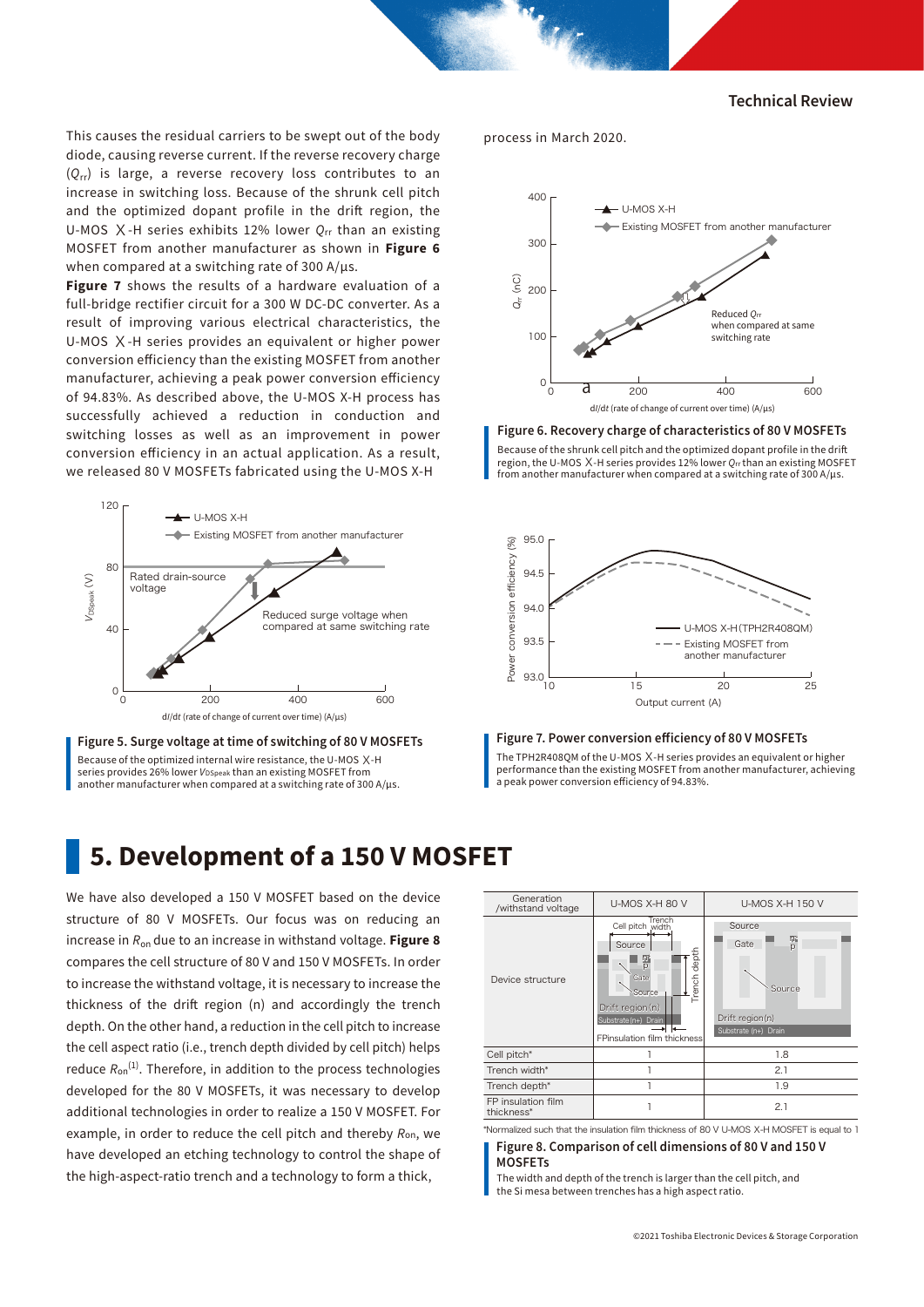This causes the residual carriers to be swept out of the body diode, causing reverse current. If the reverse recovery charge ($Q_{rr}$) is large, a reverse recovery loss contributes to an increase in switching loss. Because of the shrunk cell pitch and the optimized dopant profile in the drift region, the U-MOS Ⅹ-H series exhibits 12% lower $Q_{rr}$ than an existing MOSFET from another manufacturer as shown in **Figure 6** when compared at a switching rate of 300 A/µs.

**Figure 7** shows the results of a hardware evaluation of a full-bridge rectifier circuit for a 300 W DC-DC converter. As a result of improving various electrical characteristics, the U-MOS Ⅹ-H series provides an equivalent or higher power conversion efficiency than the existing MOSFET from another manufacturer, achieving a peak power conversion efficiency of 94.83%. As described above, the U-MOS X-H process has successfully achieved a reduction in conduction and switching losses as well as an improvement in power conversion efficiency in an actual application. As a result, we released 80 V MOSFETs fabricated using the U-MOS X-H process in March 2020.

120
80
40
0
0 200 400 600
$V_{DSpeak}$ (V)
U-MOS X-H
Existing MOSFET from another manufacturer
Rated drain-source voltage
Reduced surge voltage when compared at same switching rate
d$I$/d$t$ (rate of change of current over time) (A/µs)

**Figure 5. Surge voltage at time of switching of 80 V MOSFETs**

Because of the optimized internal wire resistance, the U-MOS Ⅹ-H series provides 26% lower $V_{DSpeak}$ than an existing MOSFET from another manufacturer when compared at a switching rate of 300 A/µs.

400
300
200
100
0
0 200 400 600
$Q_{rr}$ (nC)
U-MOS X-H
Existing MOSFET from another manufacturer
Reduced $Q_{rr}$ when compared at same switching rate
d$I$/d$t$ (rate of change of current over time) (A/µs)

**Figure 6. Recovery charge of characteristics of 80 V MOSFETs**

Because of the shrunk cell pitch and the optimized dopant profile in the drift region, the U-MOS Ⅹ-H series provides 12% lower $Q_{rr}$ than an existing MOSFET from another manufacturer when compared at a switching rate of 300 A/µs.

95.0
94.5
94.0
93.5
93.0
10 15 20 25
Power conversion efficiency (%)
U-MOS X-H (TPH2R408QM)
Existing MOSFET from another manufacturer
Output current (A)

**Figure 7. Power conversion efficiency of 80 V MOSFETs**

The TPH2R408QM of the U-MOS Ⅹ-H series provides an equivalent or higher performance than the existing MOSFET from another manufacturer, achieving a peak power conversion efficiency of 94.83%.

## 5. Development of a 150 V MOSFET

We have also developed a 150 V MOSFET based on the device structure of 80 V MOSFETs. Our focus was on reducing an increase in $R_{on}$ due to an increase in withstand voltage. **Figure 8** compares the cell structure of 80 V and 150 V MOSFETs. In order to increase the withstand voltage, it is necessary to increase the thickness of the drift region (n) and accordingly the trench depth. On the other hand, a reduction in the cell pitch to increase the cell aspect ratio (i.e., trench depth divided by cell pitch) helps reduce $R_{on}$[1]. Therefore, in addition to the process technologies developed for the 80 V MOSFETs, it was necessary to develop additional technologies in order to realize a 150 V MOSFET. For example, in order to reduce the cell pitch and thereby $R_{on}$, we have developed an etching technology to control the shape of the high-aspect-ratio trench and a technology to form a thick,

| Generation /withstand voltage | U-MOS X-H 80 V | U-MOS X-H 150 V |
|---|---|---|
| Device structure | Cell pitch, Trench width, Trench depth, Source, p, Gate, Source, Drift region (n), Substrate (n+) Drain, FP insulation film thickness | Source, Gate, p, Source, Drift region (n), Substrate (n+) Drain |
| Cell pitch* | 1 | 1.8 |
| Trench width* | 1 | 2.1 |
| Trench depth* | 1 | 1.9 |
| FP insulation film thickness* | 1 | 2.1 |

*Normalized such that the insulation film thickness of 80 V U-MOS X-H MOSFET is equal to 1

**Figure 8. Comparison of cell dimensions of 80 V and 150 V MOSFETs**

The width and depth of the trench is larger than the cell pitch, and the Si mesa between trenches has a high aspect ratio.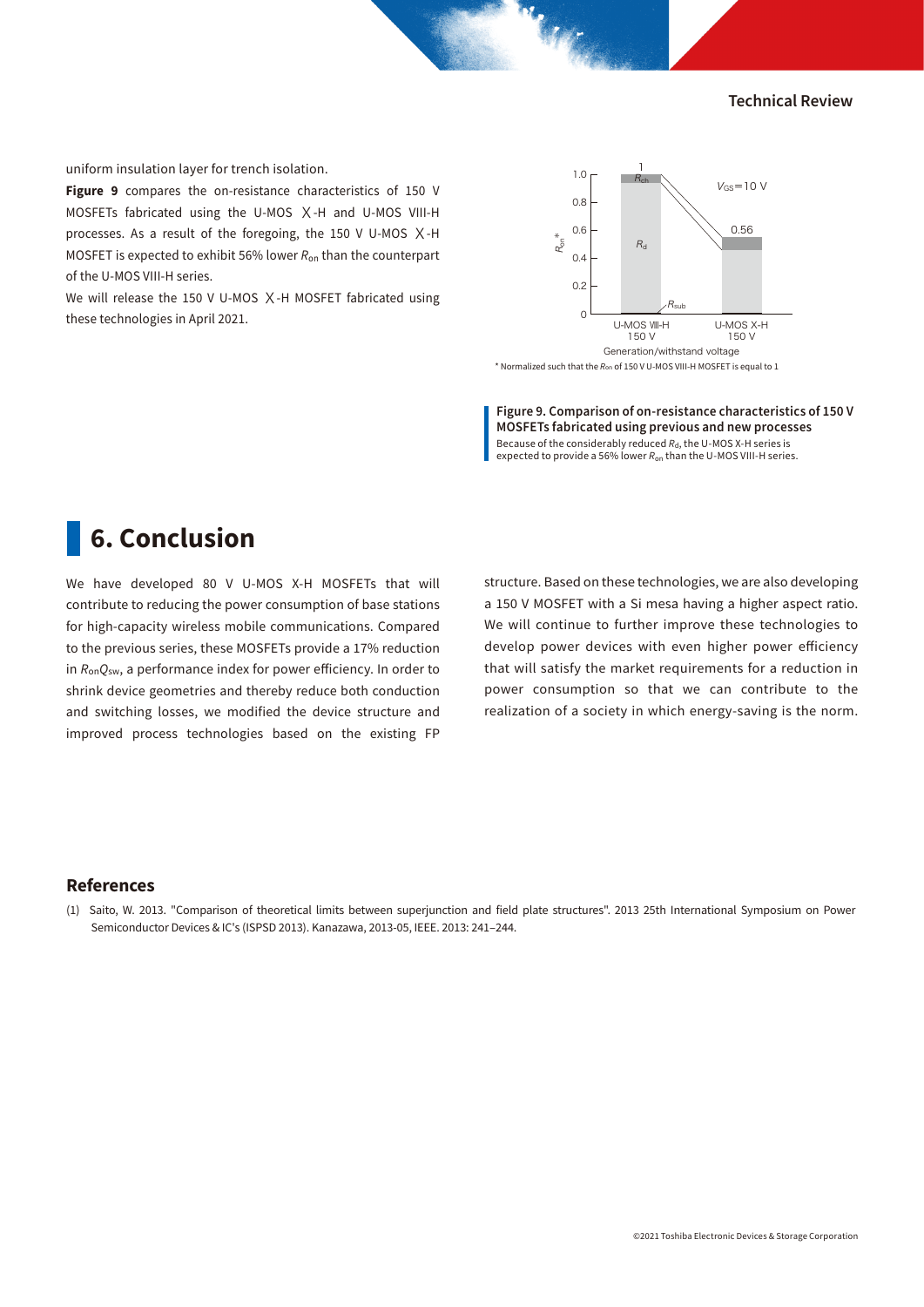uniform insulation layer for trench isolation.

**Figure 9** compares the on-resistance characteristics of 150 V MOSFETs fabricated using the U-MOS Ⅹ-H and U-MOS VIII-H processes. As a result of the foregoing, the 150 V U-MOS Ⅹ-H MOSFET is expected to exhibit 56% lower $R_{on}$ than the counterpart of the U-MOS VIII-H series.

We will release the 150 V U-MOS Ⅹ-H MOSFET fabricated using these technologies in April 2021.

1.0
0.8
0.6
0.4
0.2
0
$R_{on}$*
1
$R_{ch}$
$V_{GS}$=10 V
0.56
$R_d$
$R_{sub}$
U-MOS Ⅷ-H
150 V
U-MOS X-H
150 V
Generation/withstand voltage

\* Normalized such that the $R_{on}$ of 150 V U-MOS VIII-H MOSFET is equal to 1

**Figure 9. Comparison of on-resistance characteristics of 150 V MOSFETs fabricated using previous and new processes**

Because of the considerably reduced $R_d$, the U-MOS X-H series is expected to provide a 56% lower $R_{on}$ than the U-MOS VIII-H series.

## 6. Conclusion

We have developed 80 V U-MOS X-H MOSFETs that will contribute to reducing the power consumption of base stations for high-capacity wireless mobile communications. Compared to the previous series, these MOSFETs provide a 17% reduction in $R_{on}Q_{sw}$, a performance index for power efficiency. In order to shrink device geometries and thereby reduce both conduction and switching losses, we modified the device structure and improved process technologies based on the existing FP structure. Based on these technologies, we are also developing a 150 V MOSFET with a Si mesa having a higher aspect ratio. We will continue to further improve these technologies to develop power devices with even higher power efficiency that will satisfy the market requirements for a reduction in power consumption so that we can contribute to the realization of a society in which energy-saving is the norm.

### References

(1) Saito, W. 2013. "Comparison of theoretical limits between superjunction and field plate structures". 2013 25th International Symposium on Power Semiconductor Devices & IC's (ISPSD 2013). Kanazawa, 2013-05, IEEE. 2013: 241–244.